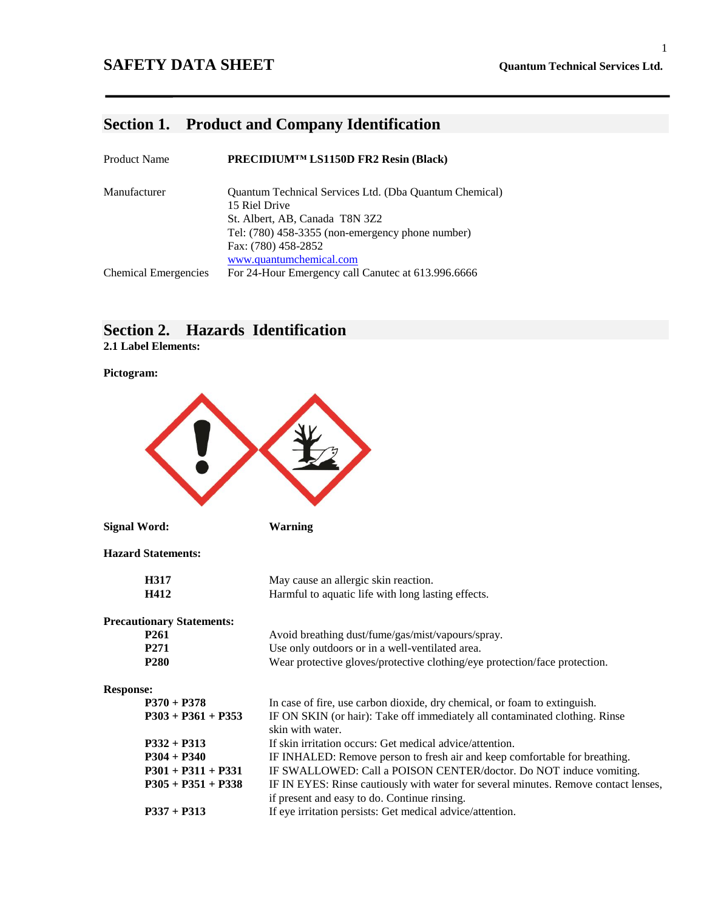**SAFETY DATA SHEET** **Quantum Technical Services Ltd.**

## Section 1. Product and Company Identification

| | |
|---|---|
| Product Name | **PRECIDIUM™ LS1150D FR2 Resin (Black)** |
| Manufacturer | Quantum Technical Services Ltd. (Dba Quantum Chemical)<br>15 Riel Drive<br>St. Albert, AB, Canada T8N 3Z2<br>Tel: (780) 458-3355 (non-emergency phone number)<br>Fax: (780) 458-2852<br>www.quantumchemical.com |
| Chemical Emergencies | For 24-Hour Emergency call Canutec at 613.996.6666 |

## Section 2. Hazards Identification

**2.1 Label Elements:**

**Pictogram:**

**Signal Word:** **Warning**

**Hazard Statements:**

| | |
|---|---|
| **H317** | May cause an allergic skin reaction. |
| **H412** | Harmful to aquatic life with long lasting effects. |

**Precautionary Statements:**

| | |
|---|---|
| **P261** | Avoid breathing dust/fume/gas/mist/vapours/spray. |
| **P271** | Use only outdoors or in a well-ventilated area. |
| **P280** | Wear protective gloves/protective clothing/eye protection/face protection. |

**Response:**

| | |
|---|---|
| **P370 + P378** | In case of fire, use carbon dioxide, dry chemical, or foam to extinguish. |
| **P303 + P361 + P353** | IF ON SKIN (or hair): Take off immediately all contaminated clothing. Rinse skin with water. |
| **P332 + P313** | If skin irritation occurs: Get medical advice/attention. |
| **P304 + P340** | IF INHALED: Remove person to fresh air and keep comfortable for breathing. |
| **P301 + P311 + P331** | IF SWALLOWED: Call a POISON CENTER/doctor. Do NOT induce vomiting. |
| **P305 + P351 + P338** | IF IN EYES: Rinse cautiously with water for several minutes. Remove contact lenses, if present and easy to do. Continue rinsing. |
| **P337 + P313** | If eye irritation persists: Get medical advice/attention. |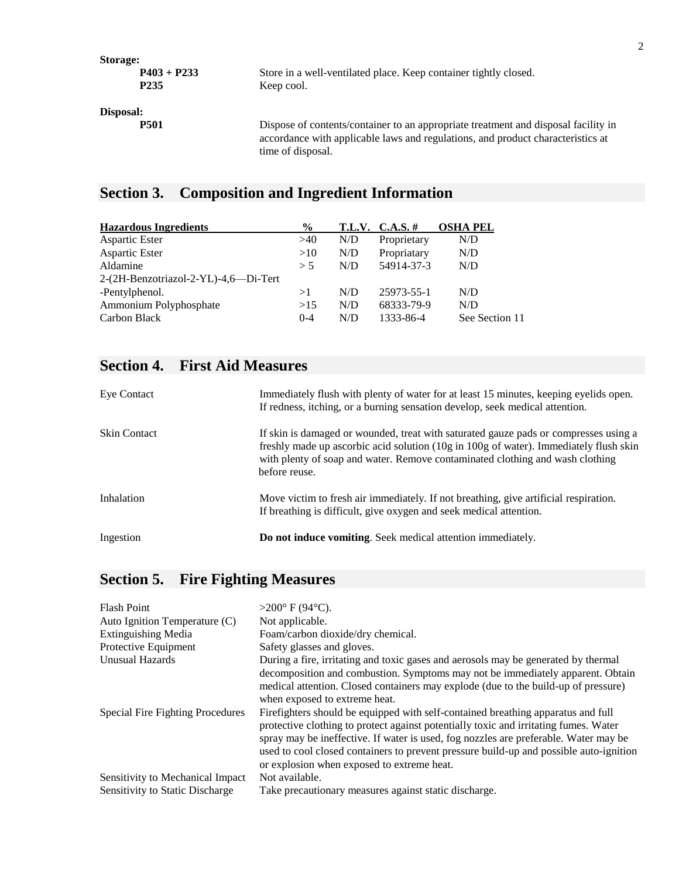**Storage:**

| | |
|---|---|
| **P403 + P233** | Store in a well-ventilated place. Keep container tightly closed. |
| **P235** | Keep cool. |

**Disposal:**

| | |
|---|---|
| **P501** | Dispose of contents/container to an appropriate treatment and disposal facility in accordance with applicable laws and regulations, and product characteristics at time of disposal. |

## Section 3. Composition and Ingredient Information

| Hazardous Ingredients | % | T.L.V. | C.A.S. # | OSHA PEL |
|---|---|---|---|---|
| Aspartic Ester | >40 | N/D | Proprietary | N/D |
| Aspartic Ester | >10 | N/D | Propriatary | N/D |
| Aldamine | > 5 | N/D | 54914-37-3 | N/D |
| 2-(2H-Benzotriazol-2-YL)-4,6—Di-Tert -Pentylphenol. | >1 | N/D | 25973-55-1 | N/D |
| Ammonium Polyphosphate | >15 | N/D | 68333-79-9 | N/D |
| Carbon Black | 0-4 | N/D | 1333-86-4 | See Section 11 |

## Section 4. First Aid Measures

| | |
|---|---|
| Eye Contact | Immediately flush with plenty of water for at least 15 minutes, keeping eyelids open. If redness, itching, or a burning sensation develop, seek medical attention. |
| Skin Contact | If skin is damaged or wounded, treat with saturated gauze pads or compresses using a freshly made up ascorbic acid solution (10g in 100g of water). Immediately flush skin with plenty of soap and water. Remove contaminated clothing and wash clothing before reuse. |
| Inhalation | Move victim to fresh air immediately. If not breathing, give artificial respiration. If breathing is difficult, give oxygen and seek medical attention. |
| Ingestion | **Do not induce vomiting**. Seek medical attention immediately. |

## Section 5. Fire Fighting Measures

| | |
|---|---|
| Flash Point | >200° F (94°C). |
| Auto Ignition Temperature (C) | Not applicable. |
| Extinguishing Media | Foam/carbon dioxide/dry chemical. |
| Protective Equipment | Safety glasses and gloves. |
| Unusual Hazards | During a fire, irritating and toxic gases and aerosols may be generated by thermal decomposition and combustion. Symptoms may not be immediately apparent. Obtain medical attention. Closed containers may explode (due to the build-up of pressure) when exposed to extreme heat. |
| Special Fire Fighting Procedures | Firefighters should be equipped with self-contained breathing apparatus and full protective clothing to protect against potentially toxic and irritating fumes. Water spray may be ineffective. If water is used, fog nozzles are preferable. Water may be used to cool closed containers to prevent pressure build-up and possible auto-ignition or explosion when exposed to extreme heat. |
| Sensitivity to Mechanical Impact | Not available. |
| Sensitivity to Static Discharge | Take precautionary measures against static discharge. |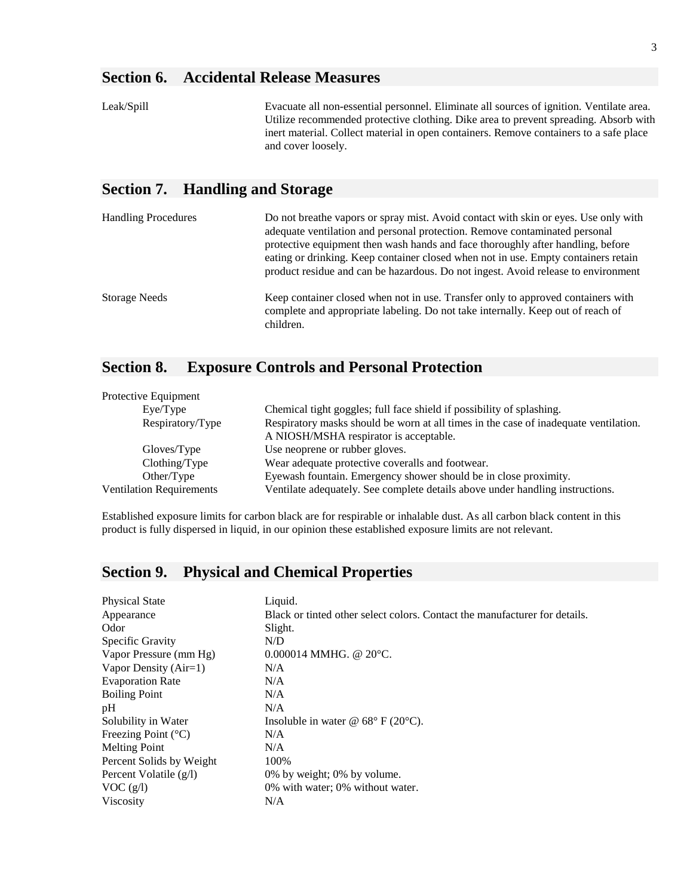## Section 6. Accidental Release Measures

| | |
|---|---|
| Leak/Spill | Evacuate all non-essential personnel. Eliminate all sources of ignition. Ventilate area. Utilize recommended protective clothing. Dike area to prevent spreading. Absorb with inert material. Collect material in open containers. Remove containers to a safe place and cover loosely. |

## Section 7. Handling and Storage

| | |
|---|---|
| Handling Procedures | Do not breathe vapors or spray mist. Avoid contact with skin or eyes. Use only with adequate ventilation and personal protection. Remove contaminated personal protective equipment then wash hands and face thoroughly after handling, before eating or drinking. Keep container closed when not in use. Empty containers retain product residue and can be hazardous. Do not ingest. Avoid release to environment |
| Storage Needs | Keep container closed when not in use. Transfer only to approved containers with complete and appropriate labeling. Do not take internally. Keep out of reach of children. |

## Section 8. Exposure Controls and Personal Protection

| | |
|---|---|
| Protective Equipment | |
| Eye/Type | Chemical tight goggles; full face shield if possibility of splashing. |
| Respiratory/Type | Respiratory masks should be worn at all times in the case of inadequate ventilation. A NIOSH/MSHA respirator is acceptable. |
| Gloves/Type | Use neoprene or rubber gloves. |
| Clothing/Type | Wear adequate protective coveralls and footwear. |
| Other/Type | Eyewash fountain. Emergency shower should be in close proximity. |
| Ventilation Requirements | Ventilate adequately. See complete details above under handling instructions. |

Established exposure limits for carbon black are for respirable or inhalable dust. As all carbon black content in this product is fully dispersed in liquid, in our opinion these established exposure limits are not relevant.

## Section 9. Physical and Chemical Properties

| | |
|---|---|
| Physical State | Liquid. |
| Appearance | Black or tinted other select colors. Contact the manufacturer for details. |
| Odor | Slight. |
| Specific Gravity | N/D |
| Vapor Pressure (mm Hg) | 0.000014 MMHG. @ 20°C. |
| Vapor Density (Air=1) | N/A |
| Evaporation Rate | N/A |
| Boiling Point | N/A |
| pH | N/A |
| Solubility in Water | Insoluble in water @ 68° F (20°C). |
| Freezing Point (°C) | N/A |
| Melting Point | N/A |
| Percent Solids by Weight | 100% |
| Percent Volatile (g/l) | 0% by weight; 0% by volume. |
| VOC (g/l) | 0% with water; 0% without water. |
| Viscosity | N/A |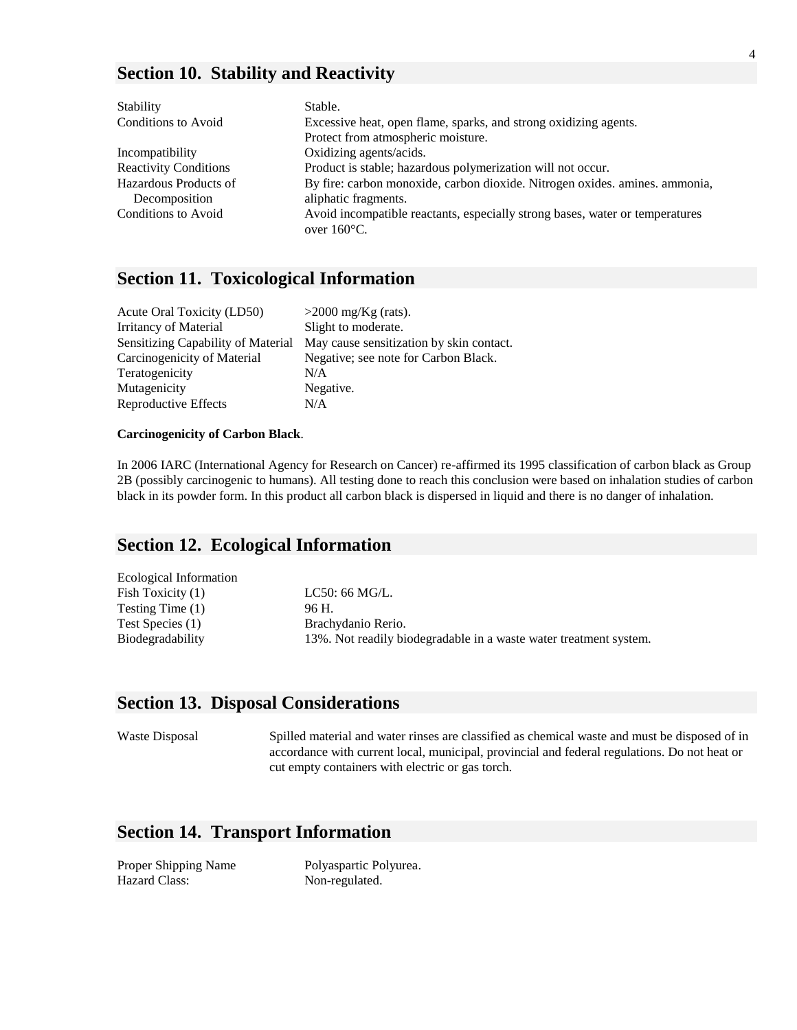## Section 10. Stability and Reactivity

| | |
|---|---|
| Stability | Stable. |
| Conditions to Avoid | Excessive heat, open flame, sparks, and strong oxidizing agents. Protect from atmospheric moisture. |
| Incompatibility | Oxidizing agents/acids. |
| Reactivity Conditions | Product is stable; hazardous polymerization will not occur. |
| Hazardous Products of Decomposition | By fire: carbon monoxide, carbon dioxide. Nitrogen oxides. amines. ammonia, aliphatic fragments. |
| Conditions to Avoid | Avoid incompatible reactants, especially strong bases, water or temperatures over 160°C. |

## Section 11. Toxicological Information

| | |
|---|---|
| Acute Oral Toxicity (LD50) | >2000 mg/Kg (rats). |
| Irritancy of Material | Slight to moderate. |
| Sensitizing Capability of Material | May cause sensitization by skin contact. |
| Carcinogenicity of Material | Negative; see note for Carbon Black. |
| Teratogenicity | N/A |
| Mutagenicity | Negative. |
| Reproductive Effects | N/A |

**Carcinogenicity of Carbon Black**.

In 2006 IARC (International Agency for Research on Cancer) re-affirmed its 1995 classification of carbon black as Group 2B (possibly carcinogenic to humans). All testing done to reach this conclusion were based on inhalation studies of carbon black in its powder form. In this product all carbon black is dispersed in liquid and there is no danger of inhalation.

## Section 12. Ecological Information

| | |
|---|---|
| Ecological Information | |
| Fish Toxicity (1) | LC50: 66 MG/L. |
| Testing Time (1) | 96 H. |
| Test Species (1) | Brachydanio Rerio. |
| Biodegradability | 13%. Not readily biodegradable in a waste water treatment system. |

## Section 13. Disposal Considerations

| | |
|---|---|
| Waste Disposal | Spilled material and water rinses are classified as chemical waste and must be disposed of in accordance with current local, municipal, provincial and federal regulations. Do not heat or cut empty containers with electric or gas torch. |

## Section 14. Transport Information

| | |
|---|---|
| Proper Shipping Name | Polyaspartic Polyurea. |
| Hazard Class: | Non-regulated. |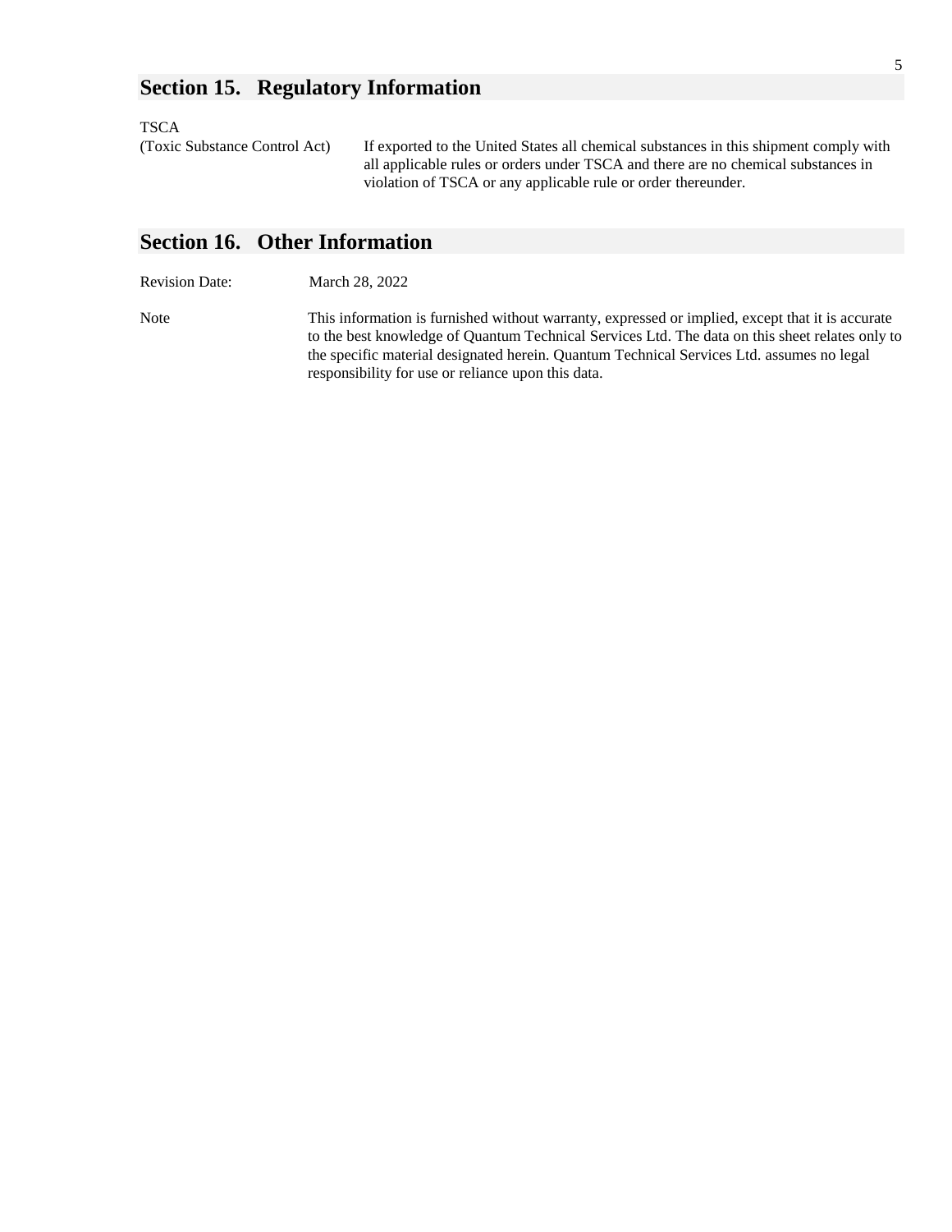## Section 15. Regulatory Information

| | |
|---|---|
| TSCA<br>(Toxic Substance Control Act) | If exported to the United States all chemical substances in this shipment comply with all applicable rules or orders under TSCA and there are no chemical substances in violation of TSCA or any applicable rule or order thereunder. |

## Section 16. Other Information

| | |
|---|---|
| Revision Date: | March 28, 2022 |
| Note | This information is furnished without warranty, expressed or implied, except that it is accurate to the best knowledge of Quantum Technical Services Ltd. The data on this sheet relates only to the specific material designated herein. Quantum Technical Services Ltd. assumes no legal responsibility for use or reliance upon this data. |